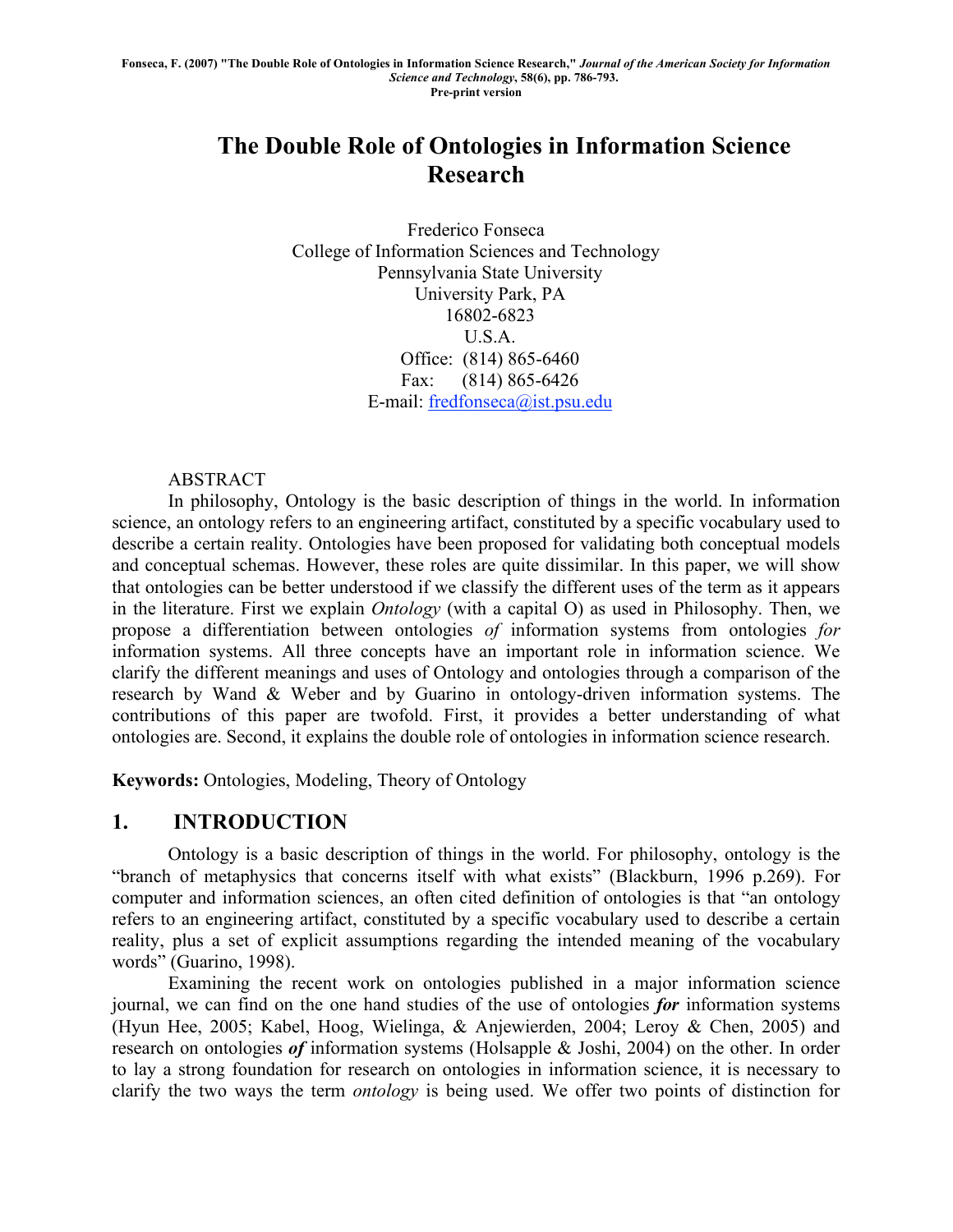Fonseca, F. (2007) "The Double Role of Ontologies in Information Science Research," *Journal of the American Society for Information Science and Technology*, 58(6), pp. 786-793.
Pre-print version

# The Double Role of Ontologies in Information Science Research

Frederico Fonseca
College of Information Sciences and Technology
Pennsylvania State University
University Park, PA
16802-6823
U.S.A.
Office: (814) 865-6460
Fax: (814) 865-6426
E-mail: fredfonseca@ist.psu.edu

ABSTRACT

In philosophy, Ontology is the basic description of things in the world. In information science, an ontology refers to an engineering artifact, constituted by a specific vocabulary used to describe a certain reality. Ontologies have been proposed for validating both conceptual models and conceptual schemas. However, these roles are quite dissimilar. In this paper, we will show that ontologies can be better understood if we classify the different uses of the term as it appears in the literature. First we explain *Ontology* (with a capital O) as used in Philosophy. Then, we propose a differentiation between ontologies *of* information systems from ontologies *for* information systems. All three concepts have an important role in information science. We clarify the different meanings and uses of Ontology and ontologies through a comparison of the research by Wand & Weber and by Guarino in ontology-driven information systems. The contributions of this paper are twofold. First, it provides a better understanding of what ontologies are. Second, it explains the double role of ontologies in information science research.

**Keywords:** Ontologies, Modeling, Theory of Ontology

## 1. INTRODUCTION

Ontology is a basic description of things in the world. For philosophy, ontology is the "branch of metaphysics that concerns itself with what exists" (Blackburn, 1996 p.269). For computer and information sciences, an often cited definition of ontologies is that "an ontology refers to an engineering artifact, constituted by a specific vocabulary used to describe a certain reality, plus a set of explicit assumptions regarding the intended meaning of the vocabulary words" (Guarino, 1998).

Examining the recent work on ontologies published in a major information science journal, we can find on the one hand studies of the use of ontologies ***for*** information systems (Hyun Hee, 2005; Kabel, Hoog, Wielinga, & Anjewierden, 2004; Leroy & Chen, 2005) and research on ontologies ***of*** information systems (Holsapple & Joshi, 2004) on the other. In order to lay a strong foundation for research on ontologies in information science, it is necessary to clarify the two ways the term *ontology* is being used. We offer two points of distinction for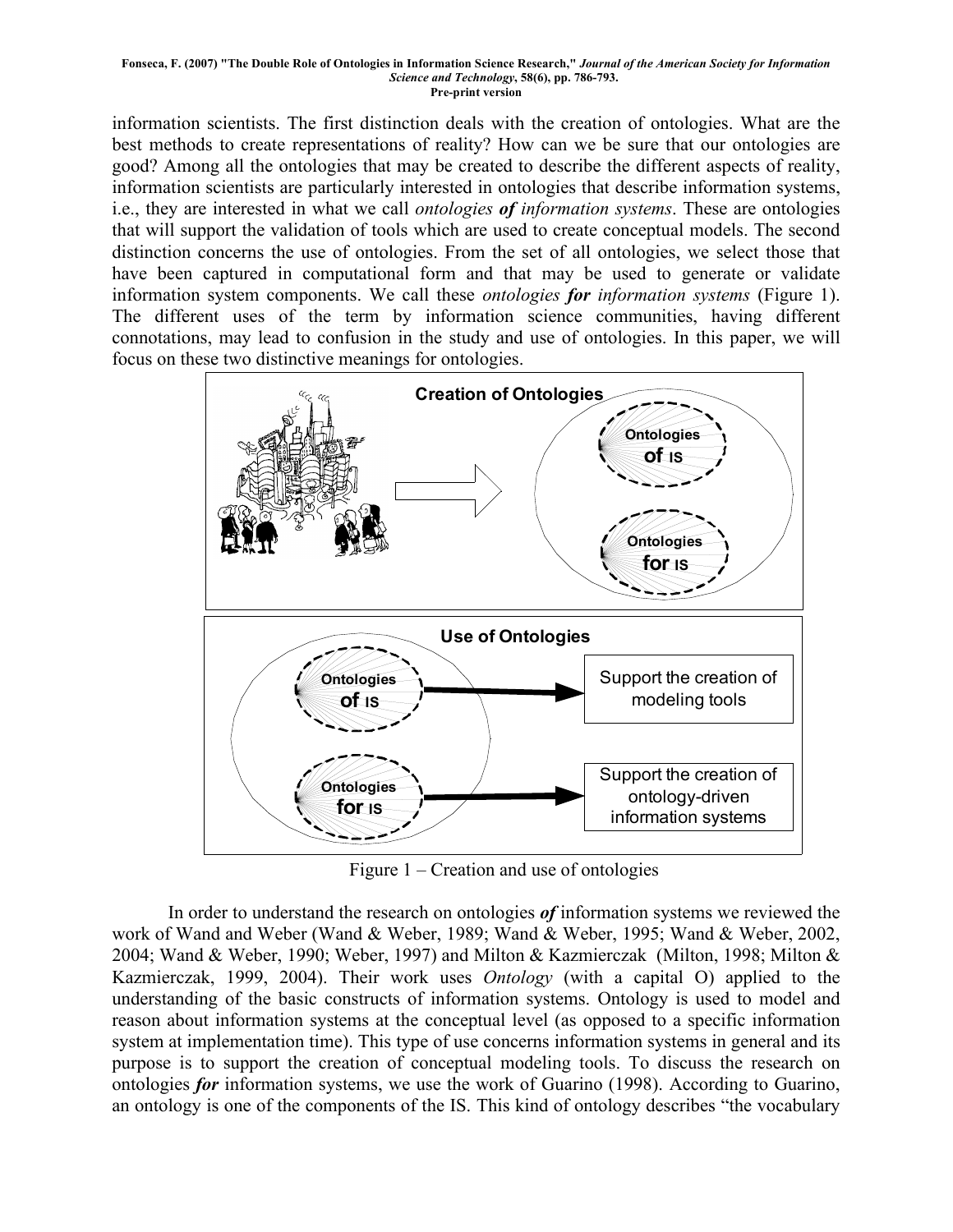information scientists. The first distinction deals with the creation of ontologies. What are the best methods to create representations of reality? How can we be sure that our ontologies are good? Among all the ontologies that may be created to describe the different aspects of reality, information scientists are particularly interested in ontologies that describe information systems, i.e., they are interested in what we call *ontologies **of** information systems*. These are ontologies that will support the validation of tools which are used to create conceptual models. The second distinction concerns the use of ontologies. From the set of all ontologies, we select those that have been captured in computational form and that may be used to generate or validate information system components. We call these *ontologies **for** information systems* (Figure 1). The different uses of the term by information science communities, having different connotations, may lead to confusion in the study and use of ontologies. In this paper, we will focus on these two distinctive meanings for ontologies.

Figure 1 – Creation and use of ontologies

In order to understand the research on ontologies ***of*** information systems we reviewed the work of Wand and Weber (Wand & Weber, 1989; Wand & Weber, 1995; Wand & Weber, 2002, 2004; Wand & Weber, 1990; Weber, 1997) and Milton & Kazmierczak (Milton, 1998; Milton & Kazmierczak, 1999, 2004). Their work uses *Ontology* (with a capital O) applied to the understanding of the basic constructs of information systems. Ontology is used to model and reason about information systems at the conceptual level (as opposed to a specific information system at implementation time). This type of use concerns information systems in general and its purpose is to support the creation of conceptual modeling tools. To discuss the research on ontologies ***for*** information systems, we use the work of Guarino (1998). According to Guarino, an ontology is one of the components of the IS. This kind of ontology describes "the vocabulary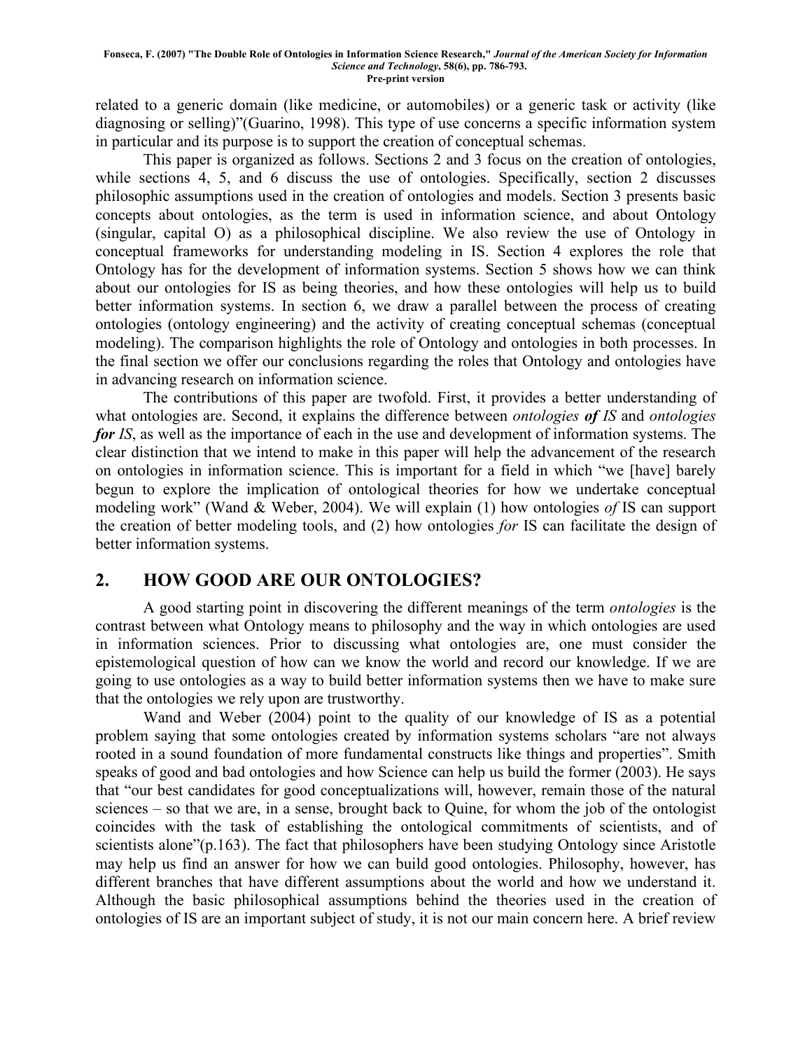related to a generic domain (like medicine, or automobiles) or a generic task or activity (like diagnosing or selling)"(Guarino, 1998). This type of use concerns a specific information system in particular and its purpose is to support the creation of conceptual schemas.

This paper is organized as follows. Sections 2 and 3 focus on the creation of ontologies, while sections 4, 5, and 6 discuss the use of ontologies. Specifically, section 2 discusses philosophic assumptions used in the creation of ontologies and models. Section 3 presents basic concepts about ontologies, as the term is used in information science, and about Ontology (singular, capital O) as a philosophical discipline. We also review the use of Ontology in conceptual frameworks for understanding modeling in IS. Section 4 explores the role that Ontology has for the development of information systems. Section 5 shows how we can think about our ontologies for IS as being theories, and how these ontologies will help us to build better information systems. In section 6, we draw a parallel between the process of creating ontologies (ontology engineering) and the activity of creating conceptual schemas (conceptual modeling). The comparison highlights the role of Ontology and ontologies in both processes. In the final section we offer our conclusions regarding the roles that Ontology and ontologies have in advancing research on information science.

The contributions of this paper are twofold. First, it provides a better understanding of what ontologies are. Second, it explains the difference between *ontologies **of** IS* and *ontologies **for** IS*, as well as the importance of each in the use and development of information systems. The clear distinction that we intend to make in this paper will help the advancement of the research on ontologies in information science. This is important for a field in which "we [have] barely begun to explore the implication of ontological theories for how we undertake conceptual modeling work" (Wand & Weber, 2004). We will explain (1) how ontologies *of* IS can support the creation of better modeling tools, and (2) how ontologies *for* IS can facilitate the design of better information systems.

## 2. HOW GOOD ARE OUR ONTOLOGIES?

A good starting point in discovering the different meanings of the term *ontologies* is the contrast between what Ontology means to philosophy and the way in which ontologies are used in information sciences. Prior to discussing what ontologies are, one must consider the epistemological question of how can we know the world and record our knowledge. If we are going to use ontologies as a way to build better information systems then we have to make sure that the ontologies we rely upon are trustworthy.

Wand and Weber (2004) point to the quality of our knowledge of IS as a potential problem saying that some ontologies created by information systems scholars "are not always rooted in a sound foundation of more fundamental constructs like things and properties". Smith speaks of good and bad ontologies and how Science can help us build the former (2003). He says that "our best candidates for good conceptualizations will, however, remain those of the natural sciences – so that we are, in a sense, brought back to Quine, for whom the job of the ontologist coincides with the task of establishing the ontological commitments of scientists, and of scientists alone"(p.163). The fact that philosophers have been studying Ontology since Aristotle may help us find an answer for how we can build good ontologies. Philosophy, however, has different branches that have different assumptions about the world and how we understand it. Although the basic philosophical assumptions behind the theories used in the creation of ontologies of IS are an important subject of study, it is not our main concern here. A brief review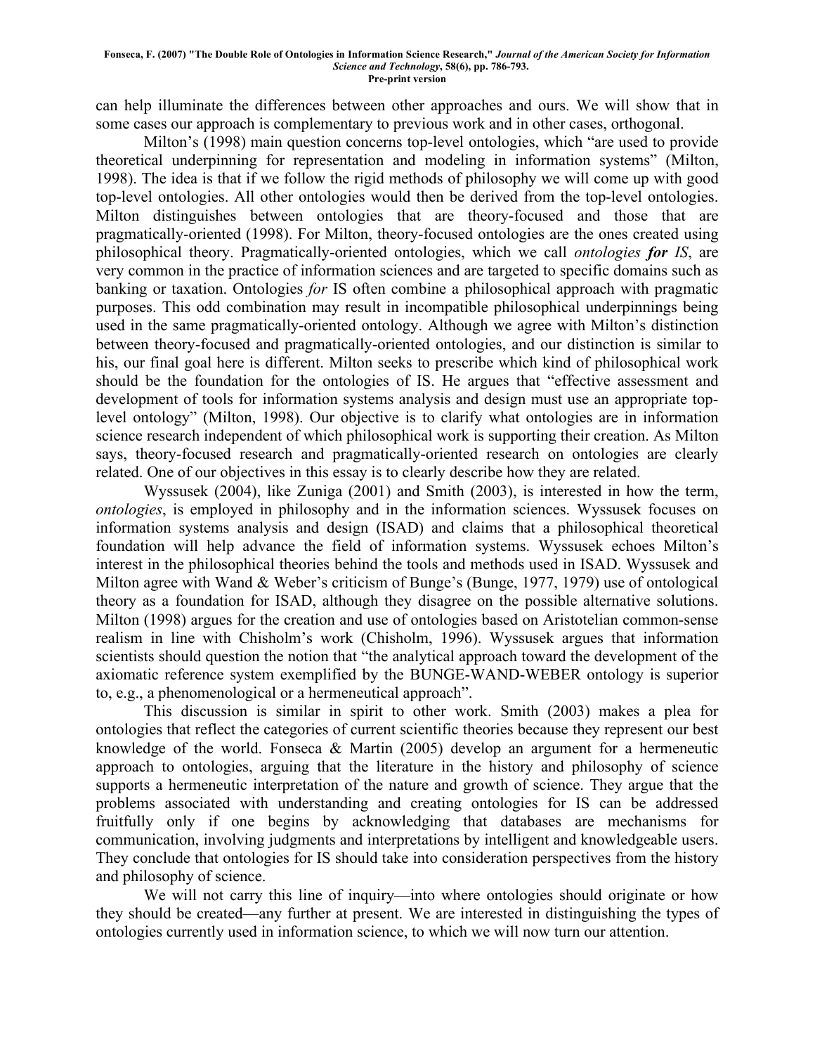can help illuminate the differences between other approaches and ours. We will show that in some cases our approach is complementary to previous work and in other cases, orthogonal.

Milton's (1998) main question concerns top-level ontologies, which "are used to provide theoretical underpinning for representation and modeling in information systems" (Milton, 1998). The idea is that if we follow the rigid methods of philosophy we will come up with good top-level ontologies. All other ontologies would then be derived from the top-level ontologies. Milton distinguishes between ontologies that are theory-focused and those that are pragmatically-oriented (1998). For Milton, theory-focused ontologies are the ones created using philosophical theory. Pragmatically-oriented ontologies, which we call *ontologies **for** IS*, are very common in the practice of information sciences and are targeted to specific domains such as banking or taxation. Ontologies *for* IS often combine a philosophical approach with pragmatic purposes. This odd combination may result in incompatible philosophical underpinnings being used in the same pragmatically-oriented ontology. Although we agree with Milton's distinction between theory-focused and pragmatically-oriented ontologies, and our distinction is similar to his, our final goal here is different. Milton seeks to prescribe which kind of philosophical work should be the foundation for the ontologies of IS. He argues that "effective assessment and development of tools for information systems analysis and design must use an appropriate top-level ontology" (Milton, 1998). Our objective is to clarify what ontologies are in information science research independent of which philosophical work is supporting their creation. As Milton says, theory-focused research and pragmatically-oriented research on ontologies are clearly related. One of our objectives in this essay is to clearly describe how they are related.

Wyssusek (2004), like Zuniga (2001) and Smith (2003), is interested in how the term, *ontologies*, is employed in philosophy and in the information sciences. Wyssusek focuses on information systems analysis and design (ISAD) and claims that a philosophical theoretical foundation will help advance the field of information systems. Wyssusek echoes Milton's interest in the philosophical theories behind the tools and methods used in ISAD. Wyssusek and Milton agree with Wand & Weber's criticism of Bunge's (Bunge, 1977, 1979) use of ontological theory as a foundation for ISAD, although they disagree on the possible alternative solutions. Milton (1998) argues for the creation and use of ontologies based on Aristotelian common-sense realism in line with Chisholm's work (Chisholm, 1996). Wyssusek argues that information scientists should question the notion that "the analytical approach toward the development of the axiomatic reference system exemplified by the BUNGE-WAND-WEBER ontology is superior to, e.g., a phenomenological or a hermeneutical approach".

This discussion is similar in spirit to other work. Smith (2003) makes a plea for ontologies that reflect the categories of current scientific theories because they represent our best knowledge of the world. Fonseca & Martin (2005) develop an argument for a hermeneutic approach to ontologies, arguing that the literature in the history and philosophy of science supports a hermeneutic interpretation of the nature and growth of science. They argue that the problems associated with understanding and creating ontologies for IS can be addressed fruitfully only if one begins by acknowledging that databases are mechanisms for communication, involving judgments and interpretations by intelligent and knowledgeable users. They conclude that ontologies for IS should take into consideration perspectives from the history and philosophy of science.

We will not carry this line of inquiry—into where ontologies should originate or how they should be created—any further at present. We are interested in distinguishing the types of ontologies currently used in information science, to which we will now turn our attention.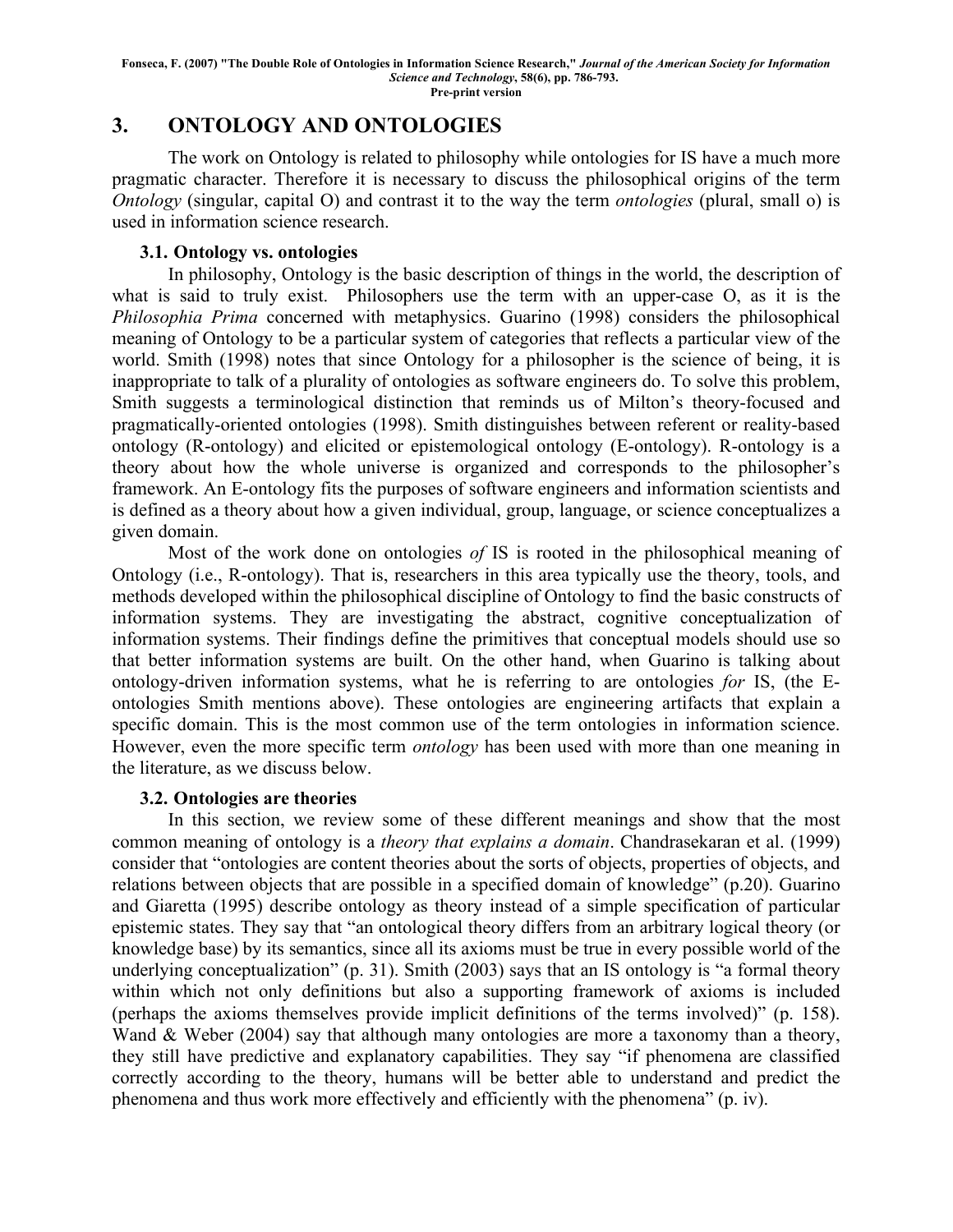## 3. ONTOLOGY AND ONTOLOGIES

The work on Ontology is related to philosophy while ontologies for IS have a much more pragmatic character. Therefore it is necessary to discuss the philosophical origins of the term *Ontology* (singular, capital O) and contrast it to the way the term *ontologies* (plural, small o) is used in information science research.

### 3.1. Ontology vs. ontologies

In philosophy, Ontology is the basic description of things in the world, the description of what is said to truly exist. Philosophers use the term with an upper-case O, as it is the *Philosophia Prima* concerned with metaphysics. Guarino (1998) considers the philosophical meaning of Ontology to be a particular system of categories that reflects a particular view of the world. Smith (1998) notes that since Ontology for a philosopher is the science of being, it is inappropriate to talk of a plurality of ontologies as software engineers do. To solve this problem, Smith suggests a terminological distinction that reminds us of Milton's theory-focused and pragmatically-oriented ontologies (1998). Smith distinguishes between referent or reality-based ontology (R-ontology) and elicited or epistemological ontology (E-ontology). R-ontology is a theory about how the whole universe is organized and corresponds to the philosopher's framework. An E-ontology fits the purposes of software engineers and information scientists and is defined as a theory about how a given individual, group, language, or science conceptualizes a given domain.

Most of the work done on ontologies *of* IS is rooted in the philosophical meaning of Ontology (i.e., R-ontology). That is, researchers in this area typically use the theory, tools, and methods developed within the philosophical discipline of Ontology to find the basic constructs of information systems. They are investigating the abstract, cognitive conceptualization of information systems. Their findings define the primitives that conceptual models should use so that better information systems are built. On the other hand, when Guarino is talking about ontology-driven information systems, what he is referring to are ontologies *for* IS, (the E-ontologies Smith mentions above). These ontologies are engineering artifacts that explain a specific domain. This is the most common use of the term ontologies in information science. However, even the more specific term *ontology* has been used with more than one meaning in the literature, as we discuss below.

### 3.2. Ontologies are theories

In this section, we review some of these different meanings and show that the most common meaning of ontology is a *theory that explains a domain*. Chandrasekaran et al. (1999) consider that "ontologies are content theories about the sorts of objects, properties of objects, and relations between objects that are possible in a specified domain of knowledge" (p.20). Guarino and Giaretta (1995) describe ontology as theory instead of a simple specification of particular epistemic states. They say that "an ontological theory differs from an arbitrary logical theory (or knowledge base) by its semantics, since all its axioms must be true in every possible world of the underlying conceptualization" (p. 31). Smith (2003) says that an IS ontology is "a formal theory within which not only definitions but also a supporting framework of axioms is included (perhaps the axioms themselves provide implicit definitions of the terms involved)" (p. 158). Wand & Weber (2004) say that although many ontologies are more a taxonomy than a theory, they still have predictive and explanatory capabilities. They say "if phenomena are classified correctly according to the theory, humans will be better able to understand and predict the phenomena and thus work more effectively and efficiently with the phenomena" (p. iv).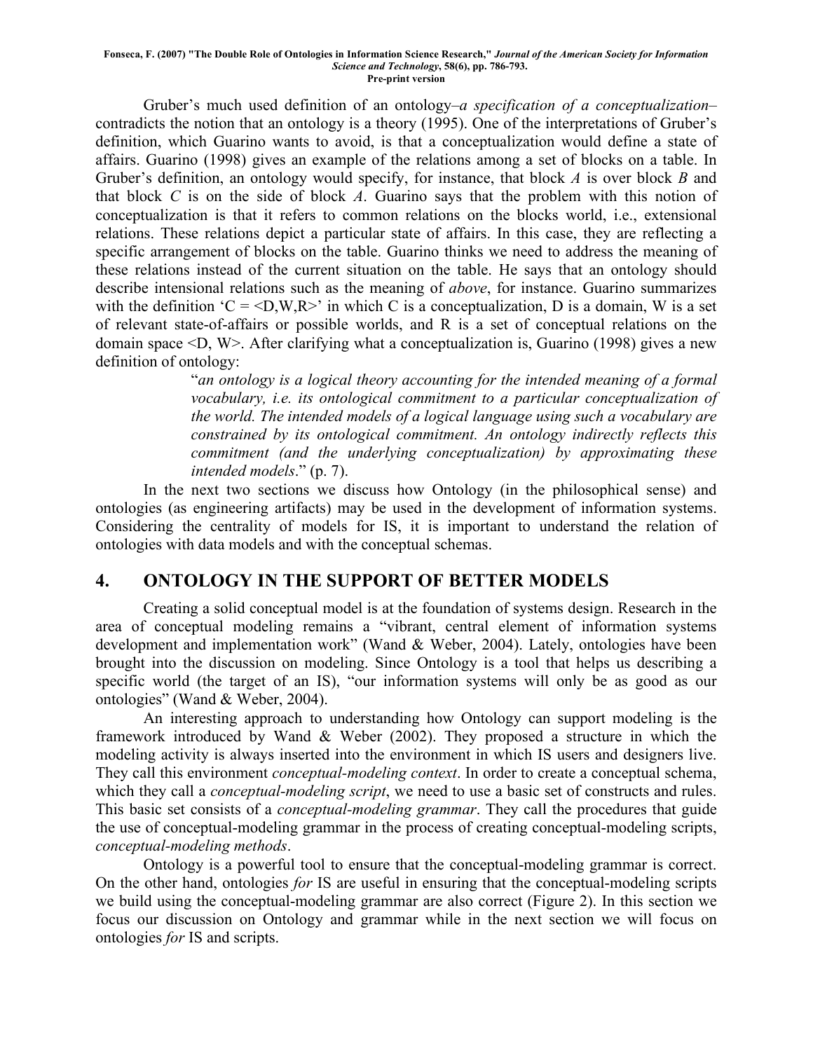Gruber's much used definition of an ontology–*a specification of a conceptualization*–contradicts the notion that an ontology is a theory (1995). One of the interpretations of Gruber's definition, which Guarino wants to avoid, is that a conceptualization would define a state of affairs. Guarino (1998) gives an example of the relations among a set of blocks on a table. In Gruber's definition, an ontology would specify, for instance, that block *A* is over block *B* and that block *C* is on the side of block *A*. Guarino says that the problem with this notion of conceptualization is that it refers to common relations on the blocks world, i.e., extensional relations. These relations depict a particular state of affairs. In this case, they are reflecting a specific arrangement of blocks on the table. Guarino thinks we need to address the meaning of these relations instead of the current situation on the table. He says that an ontology should describe intensional relations such as the meaning of *above*, for instance. Guarino summarizes with the definition 'C = <D,W,R>' in which C is a conceptualization, D is a domain, W is a set of relevant state-of-affairs or possible worlds, and R is a set of conceptual relations on the domain space <D, W>. After clarifying what a conceptualization is, Guarino (1998) gives a new definition of ontology:

> "*an ontology is a logical theory accounting for the intended meaning of a formal vocabulary, i.e. its ontological commitment to a particular conceptualization of the world. The intended models of a logical language using such a vocabulary are constrained by its ontological commitment. An ontology indirectly reflects this commitment (and the underlying conceptualization) by approximating these intended models*." (p. 7).

In the next two sections we discuss how Ontology (in the philosophical sense) and ontologies (as engineering artifacts) may be used in the development of information systems. Considering the centrality of models for IS, it is important to understand the relation of ontologies with data models and with the conceptual schemas.

## 4. ONTOLOGY IN THE SUPPORT OF BETTER MODELS

Creating a solid conceptual model is at the foundation of systems design. Research in the area of conceptual modeling remains a "vibrant, central element of information systems development and implementation work" (Wand & Weber, 2004). Lately, ontologies have been brought into the discussion on modeling. Since Ontology is a tool that helps us describing a specific world (the target of an IS), "our information systems will only be as good as our ontologies" (Wand & Weber, 2004).

An interesting approach to understanding how Ontology can support modeling is the framework introduced by Wand & Weber (2002). They proposed a structure in which the modeling activity is always inserted into the environment in which IS users and designers live. They call this environment *conceptual-modeling context*. In order to create a conceptual schema, which they call a *conceptual-modeling script*, we need to use a basic set of constructs and rules. This basic set consists of a *conceptual-modeling grammar*. They call the procedures that guide the use of conceptual-modeling grammar in the process of creating conceptual-modeling scripts, *conceptual-modeling methods*.

Ontology is a powerful tool to ensure that the conceptual-modeling grammar is correct. On the other hand, ontologies *for* IS are useful in ensuring that the conceptual-modeling scripts we build using the conceptual-modeling grammar are also correct (Figure 2). In this section we focus our discussion on Ontology and grammar while in the next section we will focus on ontologies *for* IS and scripts.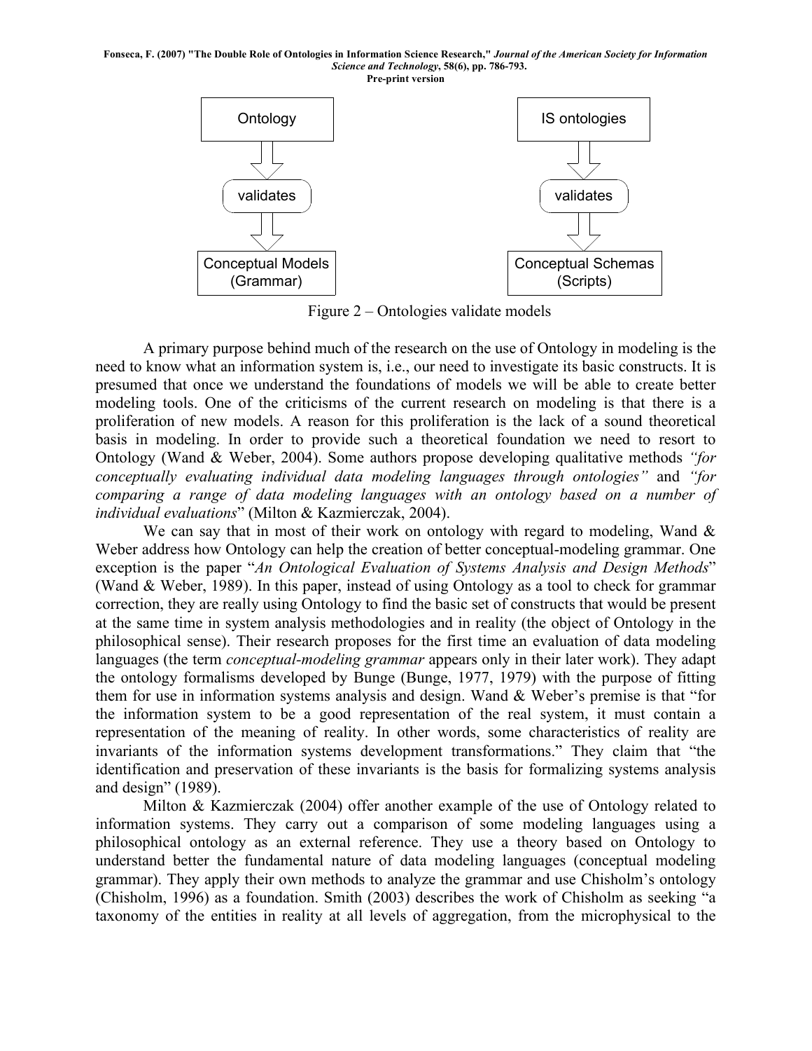Ontology → validates → Conceptual Models (Grammar)

IS ontologies → validates → Conceptual Schemas (Scripts)

Figure 2 – Ontologies validate models

A primary purpose behind much of the research on the use of Ontology in modeling is the need to know what an information system is, i.e., our need to investigate its basic constructs. It is presumed that once we understand the foundations of models we will be able to create better modeling tools. One of the criticisms of the current research on modeling is that there is a proliferation of new models. A reason for this proliferation is the lack of a sound theoretical basis in modeling. In order to provide such a theoretical foundation we need to resort to Ontology (Wand & Weber, 2004). Some authors propose developing qualitative methods *"for conceptually evaluating individual data modeling languages through ontologies"* and *"for comparing a range of data modeling languages with an ontology based on a number of individual evaluations"* (Milton & Kazmierczak, 2004).

We can say that in most of their work on ontology with regard to modeling, Wand & Weber address how Ontology can help the creation of better conceptual-modeling grammar. One exception is the paper "*An Ontological Evaluation of Systems Analysis and Design Methods*" (Wand & Weber, 1989). In this paper, instead of using Ontology as a tool to check for grammar correction, they are really using Ontology to find the basic set of constructs that would be present at the same time in system analysis methodologies and in reality (the object of Ontology in the philosophical sense). Their research proposes for the first time an evaluation of data modeling languages (the term *conceptual-modeling grammar* appears only in their later work). They adapt the ontology formalisms developed by Bunge (Bunge, 1977, 1979) with the purpose of fitting them for use in information systems analysis and design. Wand & Weber's premise is that "for the information system to be a good representation of the real system, it must contain a representation of the meaning of reality. In other words, some characteristics of reality are invariants of the information systems development transformations." They claim that "the identification and preservation of these invariants is the basis for formalizing systems analysis and design" (1989).

Milton & Kazmierczak (2004) offer another example of the use of Ontology related to information systems. They carry out a comparison of some modeling languages using a philosophical ontology as an external reference. They use a theory based on Ontology to understand better the fundamental nature of data modeling languages (conceptual modeling grammar). They apply their own methods to analyze the grammar and use Chisholm's ontology (Chisholm, 1996) as a foundation. Smith (2003) describes the work of Chisholm as seeking "a taxonomy of the entities in reality at all levels of aggregation, from the microphysical to the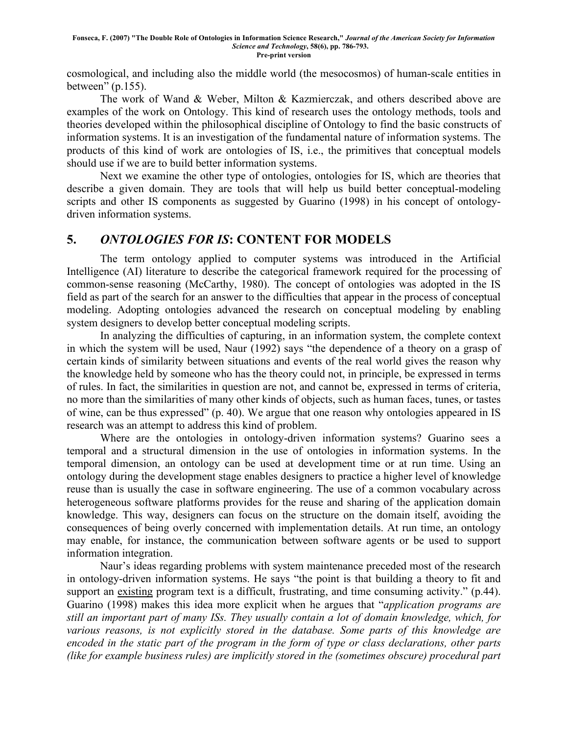cosmological, and including also the middle world (the mesocosmos) of human-scale entities in between" (p.155).

The work of Wand & Weber, Milton & Kazmierczak, and others described above are examples of the work on Ontology. This kind of research uses the ontology methods, tools and theories developed within the philosophical discipline of Ontology to find the basic constructs of information systems. It is an investigation of the fundamental nature of information systems. The products of this kind of work are ontologies of IS, i.e., the primitives that conceptual models should use if we are to build better information systems.

Next we examine the other type of ontologies, ontologies for IS, which are theories that describe a given domain. They are tools that will help us build better conceptual-modeling scripts and other IS components as suggested by Guarino (1998) in his concept of ontology-driven information systems.

## 5. *ONTOLOGIES FOR IS*: CONTENT FOR MODELS

The term ontology applied to computer systems was introduced in the Artificial Intelligence (AI) literature to describe the categorical framework required for the processing of common-sense reasoning (McCarthy, 1980). The concept of ontologies was adopted in the IS field as part of the search for an answer to the difficulties that appear in the process of conceptual modeling. Adopting ontologies advanced the research on conceptual modeling by enabling system designers to develop better conceptual modeling scripts.

In analyzing the difficulties of capturing, in an information system, the complete context in which the system will be used, Naur (1992) says "the dependence of a theory on a grasp of certain kinds of similarity between situations and events of the real world gives the reason why the knowledge held by someone who has the theory could not, in principle, be expressed in terms of rules. In fact, the similarities in question are not, and cannot be, expressed in terms of criteria, no more than the similarities of many other kinds of objects, such as human faces, tunes, or tastes of wine, can be thus expressed" (p. 40). We argue that one reason why ontologies appeared in IS research was an attempt to address this kind of problem.

Where are the ontologies in ontology-driven information systems? Guarino sees a temporal and a structural dimension in the use of ontologies in information systems. In the temporal dimension, an ontology can be used at development time or at run time. Using an ontology during the development stage enables designers to practice a higher level of knowledge reuse than is usually the case in software engineering. The use of a common vocabulary across heterogeneous software platforms provides for the reuse and sharing of the application domain knowledge. This way, designers can focus on the structure on the domain itself, avoiding the consequences of being overly concerned with implementation details. At run time, an ontology may enable, for instance, the communication between software agents or be used to support information integration.

Naur's ideas regarding problems with system maintenance preceded most of the research in ontology-driven information systems. He says "the point is that building a theory to fit and support an existing program text is a difficult, frustrating, and time consuming activity." (p.44). Guarino (1998) makes this idea more explicit when he argues that "*application programs are still an important part of many ISs. They usually contain a lot of domain knowledge, which, for various reasons, is not explicitly stored in the database. Some parts of this knowledge are encoded in the static part of the program in the form of type or class declarations, other parts (like for example business rules) are implicitly stored in the (sometimes obscure) procedural part*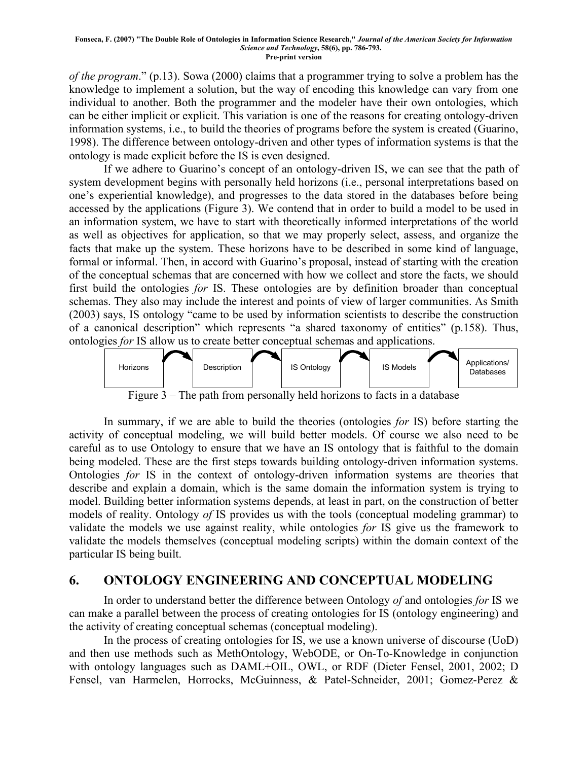*of the program*." (p.13). Sowa (2000) claims that a programmer trying to solve a problem has the knowledge to implement a solution, but the way of encoding this knowledge can vary from one individual to another. Both the programmer and the modeler have their own ontologies, which can be either implicit or explicit. This variation is one of the reasons for creating ontology-driven information systems, i.e., to build the theories of programs before the system is created (Guarino, 1998). The difference between ontology-driven and other types of information systems is that the ontology is made explicit before the IS is even designed.

If we adhere to Guarino's concept of an ontology-driven IS, we can see that the path of system development begins with personally held horizons (i.e., personal interpretations based on one's experiential knowledge), and progresses to the data stored in the databases before being accessed by the applications (Figure 3). We contend that in order to build a model to be used in an information system, we have to start with theoretically informed interpretations of the world as well as objectives for application, so that we may properly select, assess, and organize the facts that make up the system. These horizons have to be described in some kind of language, formal or informal. Then, in accord with Guarino's proposal, instead of starting with the creation of the conceptual schemas that are concerned with how we collect and store the facts, we should first build the ontologies *for* IS. These ontologies are by definition broader than conceptual schemas. They also may include the interest and points of view of larger communities. As Smith (2003) says, IS ontology "came to be used by information scientists to describe the construction of a canonical description" which represents "a shared taxonomy of entities" (p.158). Thus, ontologies *for* IS allow us to create better conceptual schemas and applications.

Horizons → Description → IS Ontology → IS Models → Applications/ Databases

Figure 3 – The path from personally held horizons to facts in a database

In summary, if we are able to build the theories (ontologies *for* IS) before starting the activity of conceptual modeling, we will build better models. Of course we also need to be careful as to use Ontology to ensure that we have an IS ontology that is faithful to the domain being modeled. These are the first steps towards building ontology-driven information systems. Ontologies *for* IS in the context of ontology-driven information systems are theories that describe and explain a domain, which is the same domain the information system is trying to model. Building better information systems depends, at least in part, on the construction of better models of reality. Ontology *of* IS provides us with the tools (conceptual modeling grammar) to validate the models we use against reality, while ontologies *for* IS give us the framework to validate the models themselves (conceptual modeling scripts) within the domain context of the particular IS being built.

## 6. ONTOLOGY ENGINEERING AND CONCEPTUAL MODELING

In order to understand better the difference between Ontology *of* and ontologies *for* IS we can make a parallel between the process of creating ontologies for IS (ontology engineering) and the activity of creating conceptual schemas (conceptual modeling).

In the process of creating ontologies for IS, we use a known universe of discourse (UoD) and then use methods such as MethOntology, WebODE, or On-To-Knowledge in conjunction with ontology languages such as DAML+OIL, OWL, or RDF (Dieter Fensel, 2001, 2002; D Fensel, van Harmelen, Horrocks, McGuinness, & Patel-Schneider, 2001; Gomez-Perez &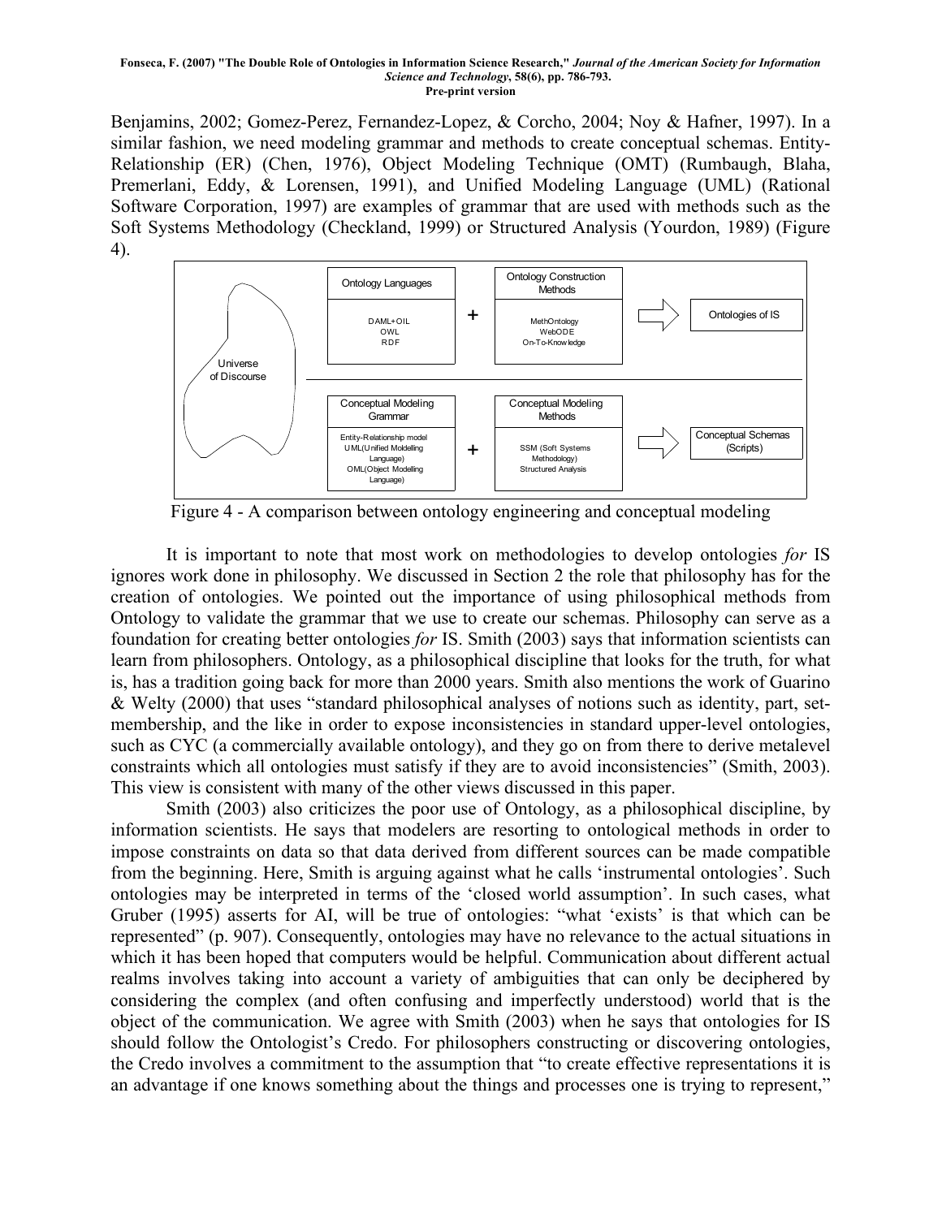Benjamins, 2002; Gomez-Perez, Fernandez-Lopez, & Corcho, 2004; Noy & Hafner, 1997). In a similar fashion, we need modeling grammar and methods to create conceptual schemas. Entity-Relationship (ER) (Chen, 1976), Object Modeling Technique (OMT) (Rumbaugh, Blaha, Premerlani, Eddy, & Lorensen, 1991), and Unified Modeling Language (UML) (Rational Software Corporation, 1997) are examples of grammar that are used with methods such as the Soft Systems Methodology (Checkland, 1999) or Structured Analysis (Yourdon, 1989) (Figure 4).

Figure 4 - A comparison between ontology engineering and conceptual modeling

It is important to note that most work on methodologies to develop ontologies *for* IS ignores work done in philosophy. We discussed in Section 2 the role that philosophy has for the creation of ontologies. We pointed out the importance of using philosophical methods from Ontology to validate the grammar that we use to create our schemas. Philosophy can serve as a foundation for creating better ontologies *for* IS. Smith (2003) says that information scientists can learn from philosophers. Ontology, as a philosophical discipline that looks for the truth, for what is, has a tradition going back for more than 2000 years. Smith also mentions the work of Guarino & Welty (2000) that uses "standard philosophical analyses of notions such as identity, part, set-membership, and the like in order to expose inconsistencies in standard upper-level ontologies, such as CYC (a commercially available ontology), and they go on from there to derive metalevel constraints which all ontologies must satisfy if they are to avoid inconsistencies" (Smith, 2003). This view is consistent with many of the other views discussed in this paper.

Smith (2003) also criticizes the poor use of Ontology, as a philosophical discipline, by information scientists. He says that modelers are resorting to ontological methods in order to impose constraints on data so that data derived from different sources can be made compatible from the beginning. Here, Smith is arguing against what he calls 'instrumental ontologies'. Such ontologies may be interpreted in terms of the 'closed world assumption'. In such cases, what Gruber (1995) asserts for AI, will be true of ontologies: "what 'exists' is that which can be represented" (p. 907). Consequently, ontologies may have no relevance to the actual situations in which it has been hoped that computers would be helpful. Communication about different actual realms involves taking into account a variety of ambiguities that can only be deciphered by considering the complex (and often confusing and imperfectly understood) world that is the object of the communication. We agree with Smith (2003) when he says that ontologies for IS should follow the Ontologist's Credo. For philosophers constructing or discovering ontologies, the Credo involves a commitment to the assumption that "to create effective representations it is an advantage if one knows something about the things and processes one is trying to represent,"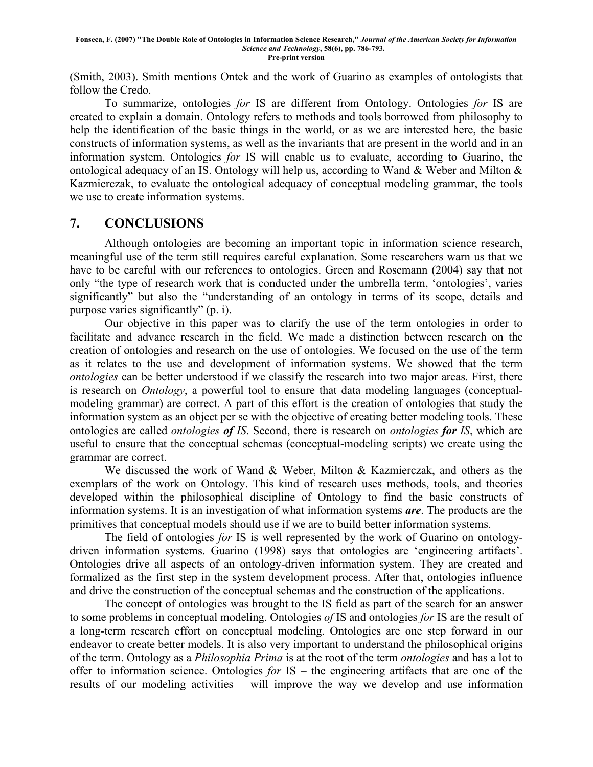(Smith, 2003). Smith mentions Ontek and the work of Guarino as examples of ontologists that follow the Credo.

To summarize, ontologies *for* IS are different from Ontology. Ontologies *for* IS are created to explain a domain. Ontology refers to methods and tools borrowed from philosophy to help the identification of the basic things in the world, or as we are interested here, the basic constructs of information systems, as well as the invariants that are present in the world and in an information system. Ontologies *for* IS will enable us to evaluate, according to Guarino, the ontological adequacy of an IS. Ontology will help us, according to Wand & Weber and Milton & Kazmierczak, to evaluate the ontological adequacy of conceptual modeling grammar, the tools we use to create information systems.

## 7. CONCLUSIONS

Although ontologies are becoming an important topic in information science research, meaningful use of the term still requires careful explanation. Some researchers warn us that we have to be careful with our references to ontologies. Green and Rosemann (2004) say that not only "the type of research work that is conducted under the umbrella term, 'ontologies', varies significantly" but also the "understanding of an ontology in terms of its scope, details and purpose varies significantly" (p. i).

Our objective in this paper was to clarify the use of the term ontologies in order to facilitate and advance research in the field. We made a distinction between research on the creation of ontologies and research on the use of ontologies. We focused on the use of the term as it relates to the use and development of information systems. We showed that the term *ontologies* can be better understood if we classify the research into two major areas. First, there is research on *Ontology*, a powerful tool to ensure that data modeling languages (conceptual-modeling grammar) are correct. A part of this effort is the creation of ontologies that study the information system as an object per se with the objective of creating better modeling tools. These ontologies are called *ontologies **of** IS*. Second, there is research on *ontologies **for** IS*, which are useful to ensure that the conceptual schemas (conceptual-modeling scripts) we create using the grammar are correct.

We discussed the work of Wand & Weber, Milton & Kazmierczak, and others as the exemplars of the work on Ontology. This kind of research uses methods, tools, and theories developed within the philosophical discipline of Ontology to find the basic constructs of information systems. It is an investigation of what information systems ***are***. The products are the primitives that conceptual models should use if we are to build better information systems.

The field of ontologies *for* IS is well represented by the work of Guarino on ontology-driven information systems. Guarino (1998) says that ontologies are 'engineering artifacts'. Ontologies drive all aspects of an ontology-driven information system. They are created and formalized as the first step in the system development process. After that, ontologies influence and drive the construction of the conceptual schemas and the construction of the applications.

The concept of ontologies was brought to the IS field as part of the search for an answer to some problems in conceptual modeling. Ontologies *of* IS and ontologies *for* IS are the result of a long-term research effort on conceptual modeling. Ontologies are one step forward in our endeavor to create better models. It is also very important to understand the philosophical origins of the term. Ontology as a *Philosophia Prima* is at the root of the term *ontologies* and has a lot to offer to information science. Ontologies *for* IS – the engineering artifacts that are one of the results of our modeling activities – will improve the way we develop and use information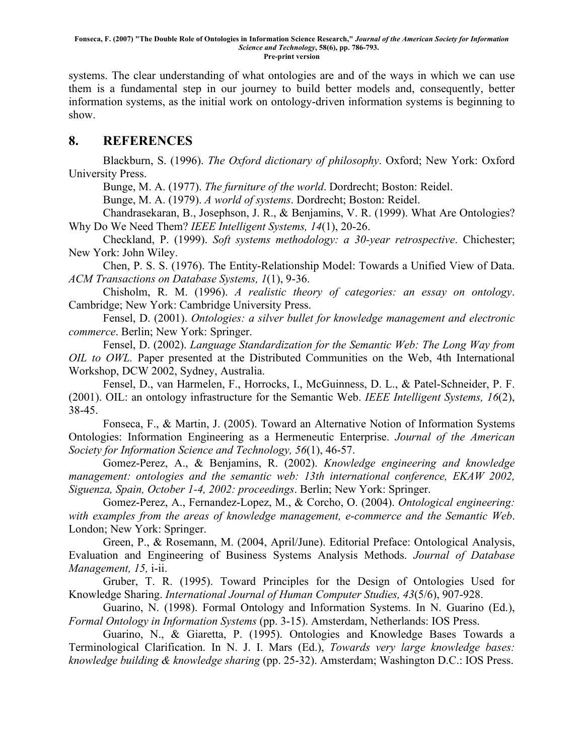systems. The clear understanding of what ontologies are and of the ways in which we can use them is a fundamental step in our journey to build better models and, consequently, better information systems, as the initial work on ontology-driven information systems is beginning to show.

## 8. REFERENCES

Blackburn, S. (1996). *The Oxford dictionary of philosophy*. Oxford; New York: Oxford University Press.

Bunge, M. A. (1977). *The furniture of the world*. Dordrecht; Boston: Reidel.

Bunge, M. A. (1979). *A world of systems*. Dordrecht; Boston: Reidel.

Chandrasekaran, B., Josephson, J. R., & Benjamins, V. R. (1999). What Are Ontologies? Why Do We Need Them? *IEEE Intelligent Systems, 14*(1), 20-26.

Checkland, P. (1999). *Soft systems methodology: a 30-year retrospective*. Chichester; New York: John Wiley.

Chen, P. S. S. (1976). The Entity-Relationship Model: Towards a Unified View of Data. *ACM Transactions on Database Systems, 1*(1), 9-36.

Chisholm, R. M. (1996). *A realistic theory of categories: an essay on ontology*. Cambridge; New York: Cambridge University Press.

Fensel, D. (2001). *Ontologies: a silver bullet for knowledge management and electronic commerce*. Berlin; New York: Springer.

Fensel, D. (2002). *Language Standardization for the Semantic Web: The Long Way from OIL to OWL.* Paper presented at the Distributed Communities on the Web, 4th International Workshop, DCW 2002, Sydney, Australia.

Fensel, D., van Harmelen, F., Horrocks, I., McGuinness, D. L., & Patel-Schneider, P. F. (2001). OIL: an ontology infrastructure for the Semantic Web. *IEEE Intelligent Systems, 16*(2), 38-45.

Fonseca, F., & Martin, J. (2005). Toward an Alternative Notion of Information Systems Ontologies: Information Engineering as a Hermeneutic Enterprise. *Journal of the American Society for Information Science and Technology, 56*(1), 46-57.

Gomez-Perez, A., & Benjamins, R. (2002). *Knowledge engineering and knowledge management: ontologies and the semantic web: 13th international conference, EKAW 2002, Siguenza, Spain, October 1-4, 2002: proceedings*. Berlin; New York: Springer.

Gomez-Perez, A., Fernandez-Lopez, M., & Corcho, O. (2004). *Ontological engineering: with examples from the areas of knowledge management, e-commerce and the Semantic Web*. London; New York: Springer.

Green, P., & Rosemann, M. (2004, April/June). Editorial Preface: Ontological Analysis, Evaluation and Engineering of Business Systems Analysis Methods. *Journal of Database Management, 15,* i-ii.

Gruber, T. R. (1995). Toward Principles for the Design of Ontologies Used for Knowledge Sharing. *International Journal of Human Computer Studies, 43*(5/6), 907-928.

Guarino, N. (1998). Formal Ontology and Information Systems. In N. Guarino (Ed.), *Formal Ontology in Information Systems* (pp. 3-15). Amsterdam, Netherlands: IOS Press.

Guarino, N., & Giaretta, P. (1995). Ontologies and Knowledge Bases Towards a Terminological Clarification. In N. J. I. Mars (Ed.), *Towards very large knowledge bases: knowledge building & knowledge sharing* (pp. 25-32). Amsterdam; Washington D.C.: IOS Press.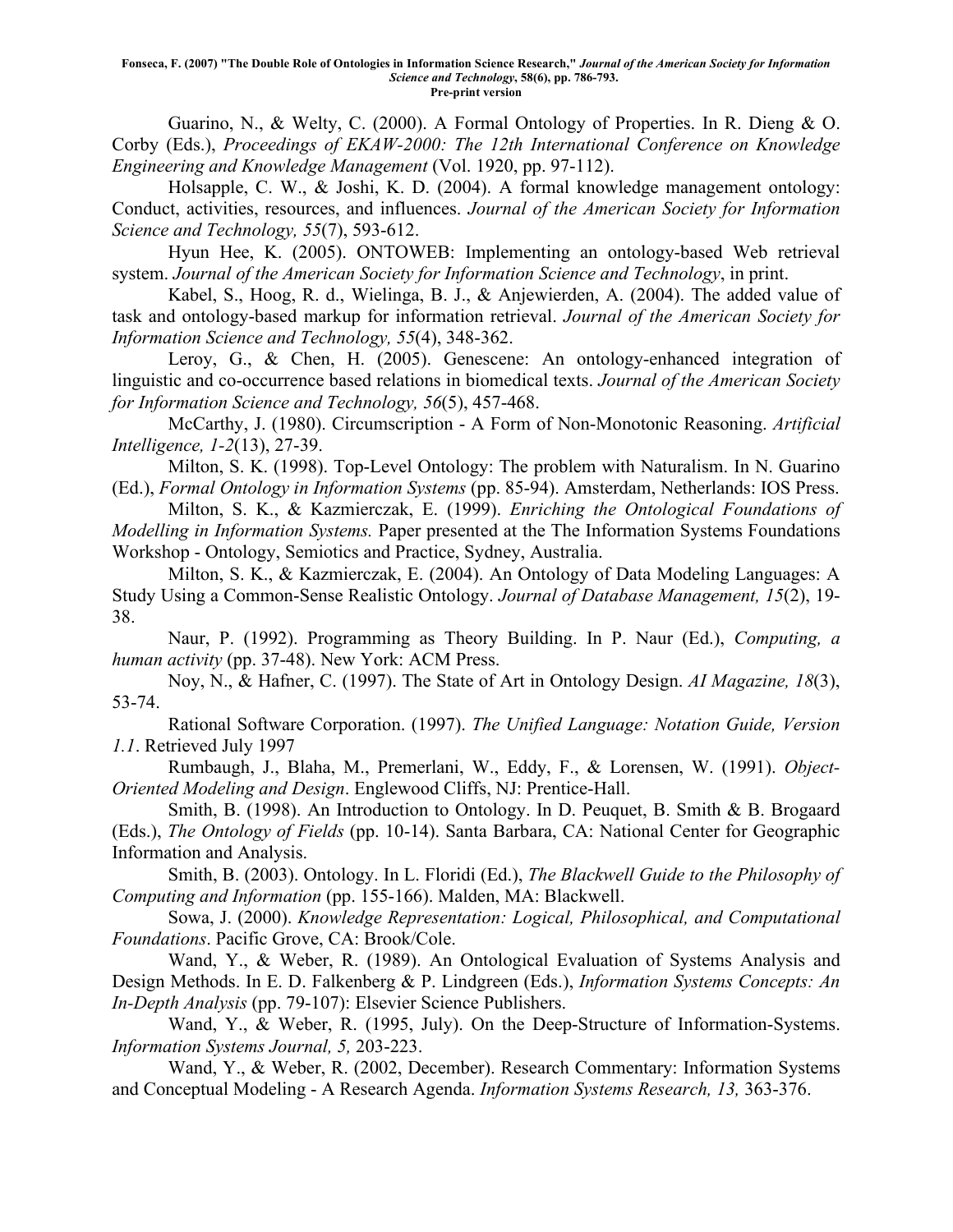Guarino, N., & Welty, C. (2000). A Formal Ontology of Properties. In R. Dieng & O. Corby (Eds.), *Proceedings of EKAW-2000: The 12th International Conference on Knowledge Engineering and Knowledge Management* (Vol. 1920, pp. 97-112).

Holsapple, C. W., & Joshi, K. D. (2004). A formal knowledge management ontology: Conduct, activities, resources, and influences. *Journal of the American Society for Information Science and Technology, 55*(7), 593-612.

Hyun Hee, K. (2005). ONTOWEB: Implementing an ontology-based Web retrieval system. *Journal of the American Society for Information Science and Technology*, in print.

Kabel, S., Hoog, R. d., Wielinga, B. J., & Anjewierden, A. (2004). The added value of task and ontology-based markup for information retrieval. *Journal of the American Society for Information Science and Technology, 55*(4), 348-362.

Leroy, G., & Chen, H. (2005). Genescene: An ontology-enhanced integration of linguistic and co-occurrence based relations in biomedical texts. *Journal of the American Society for Information Science and Technology, 56*(5), 457-468.

McCarthy, J. (1980). Circumscription - A Form of Non-Monotonic Reasoning. *Artificial Intelligence, 1-2*(13), 27-39.

Milton, S. K. (1998). Top-Level Ontology: The problem with Naturalism. In N. Guarino (Ed.), *Formal Ontology in Information Systems* (pp. 85-94). Amsterdam, Netherlands: IOS Press.

Milton, S. K., & Kazmierczak, E. (1999). *Enriching the Ontological Foundations of Modelling in Information Systems.* Paper presented at the The Information Systems Foundations Workshop - Ontology, Semiotics and Practice, Sydney, Australia.

Milton, S. K., & Kazmierczak, E. (2004). An Ontology of Data Modeling Languages: A Study Using a Common-Sense Realistic Ontology. *Journal of Database Management, 15*(2), 19-38.

Naur, P. (1992). Programming as Theory Building. In P. Naur (Ed.), *Computing, a human activity* (pp. 37-48). New York: ACM Press.

Noy, N., & Hafner, C. (1997). The State of Art in Ontology Design. *AI Magazine, 18*(3), 53-74.

Rational Software Corporation. (1997). *The Unified Language: Notation Guide, Version 1.1*. Retrieved July 1997

Rumbaugh, J., Blaha, M., Premerlani, W., Eddy, F., & Lorensen, W. (1991). *Object-Oriented Modeling and Design*. Englewood Cliffs, NJ: Prentice-Hall.

Smith, B. (1998). An Introduction to Ontology. In D. Peuquet, B. Smith & B. Brogaard (Eds.), *The Ontology of Fields* (pp. 10-14). Santa Barbara, CA: National Center for Geographic Information and Analysis.

Smith, B. (2003). Ontology. In L. Floridi (Ed.), *The Blackwell Guide to the Philosophy of Computing and Information* (pp. 155-166). Malden, MA: Blackwell.

Sowa, J. (2000). *Knowledge Representation: Logical, Philosophical, and Computational Foundations*. Pacific Grove, CA: Brook/Cole.

Wand, Y., & Weber, R. (1989). An Ontological Evaluation of Systems Analysis and Design Methods. In E. D. Falkenberg & P. Lindgreen (Eds.), *Information Systems Concepts: An In-Depth Analysis* (pp. 79-107): Elsevier Science Publishers.

Wand, Y., & Weber, R. (1995, July). On the Deep-Structure of Information-Systems. *Information Systems Journal, 5,* 203-223.

Wand, Y., & Weber, R. (2002, December). Research Commentary: Information Systems and Conceptual Modeling - A Research Agenda. *Information Systems Research, 13,* 363-376.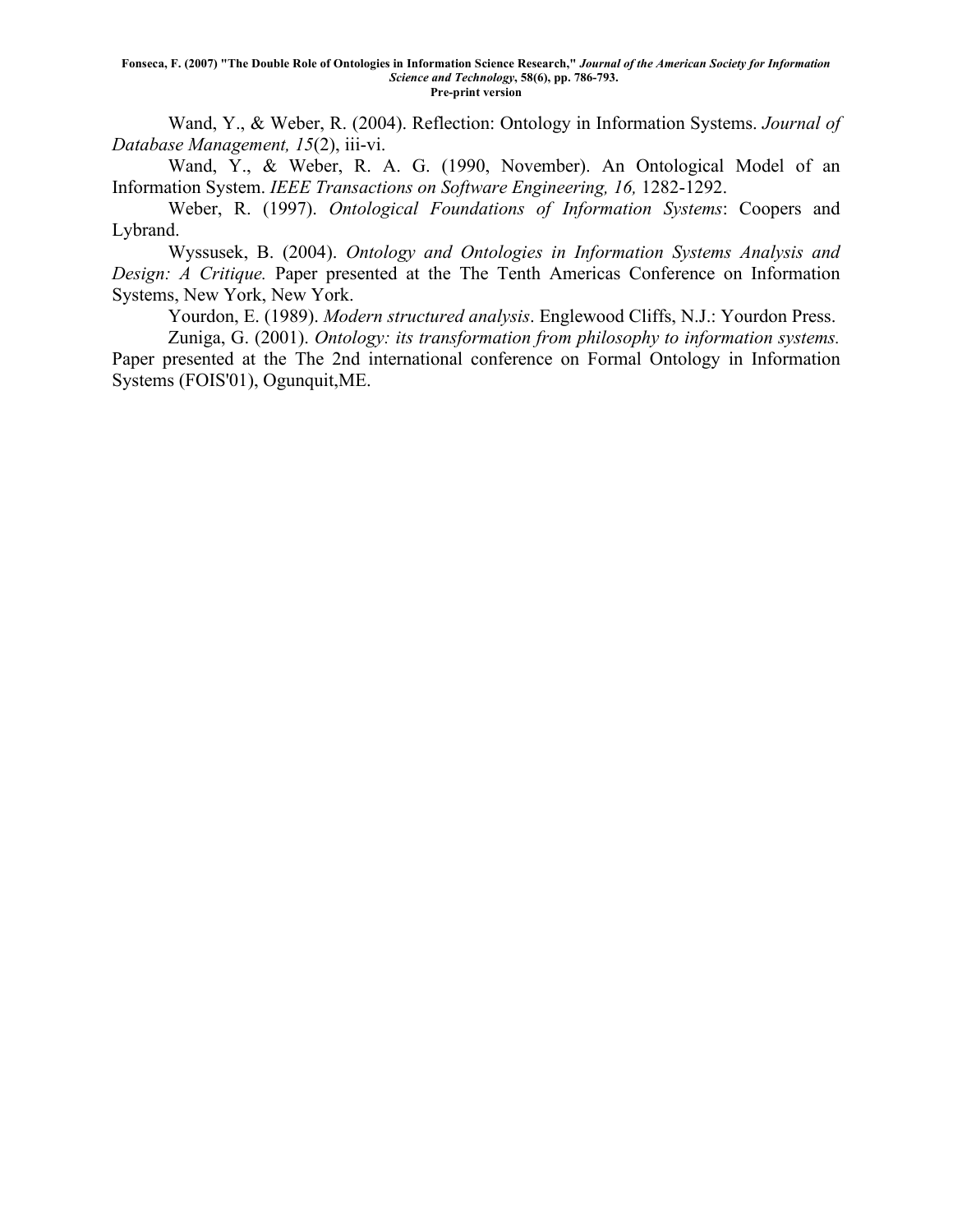Wand, Y., & Weber, R. (2004). Reflection: Ontology in Information Systems. *Journal of Database Management, 15*(2), iii-vi.

Wand, Y., & Weber, R. A. G. (1990, November). An Ontological Model of an Information System. *IEEE Transactions on Software Engineering, 16,* 1282-1292.

Weber, R. (1997). *Ontological Foundations of Information Systems*: Coopers and Lybrand.

Wyssusek, B. (2004). *Ontology and Ontologies in Information Systems Analysis and Design: A Critique.* Paper presented at the The Tenth Americas Conference on Information Systems, New York, New York.

Yourdon, E. (1989). *Modern structured analysis*. Englewood Cliffs, N.J.: Yourdon Press.

Zuniga, G. (2001). *Ontology: its transformation from philosophy to information systems.* Paper presented at the The 2nd international conference on Formal Ontology in Information Systems (FOIS'01), Ogunquit,ME.